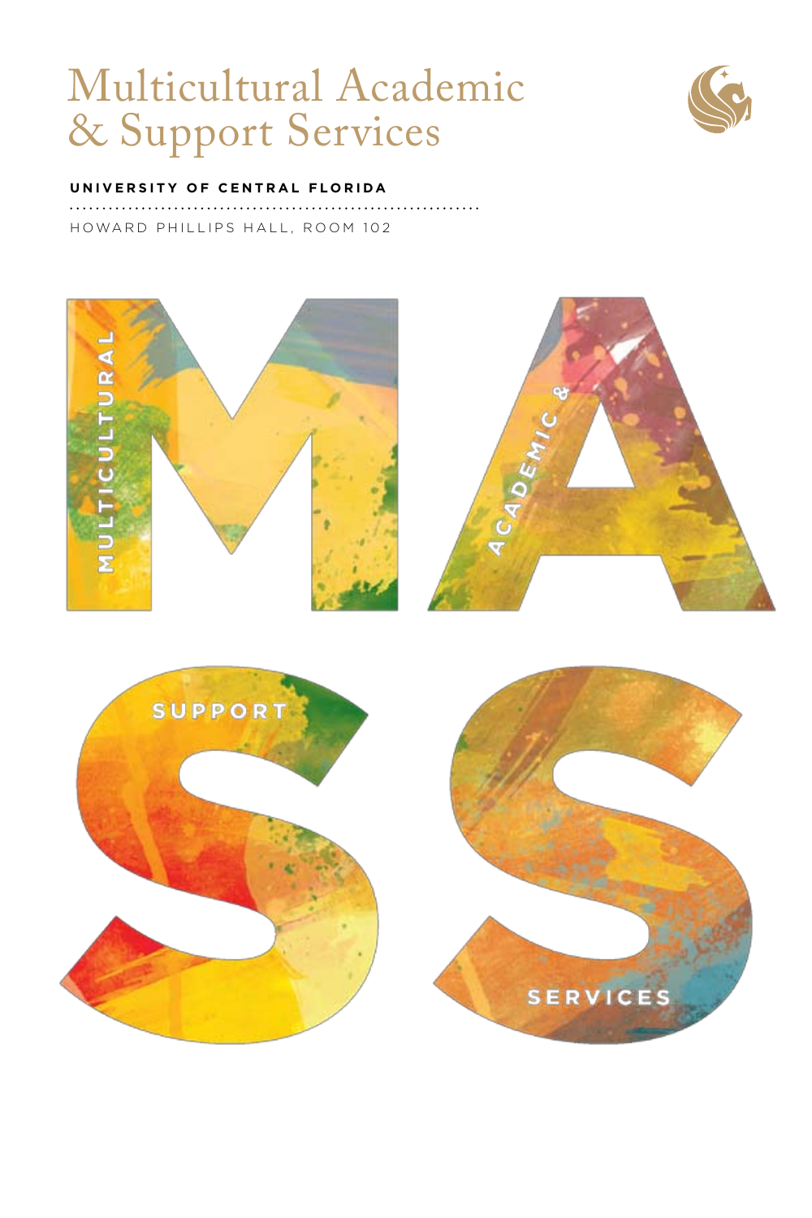# Multicultural Academic & Support Services

**UNIVERSITY OF CENTRAL FLORIDA**

HOWARD PHILLIPS HALL, ROOM 102

MULTICULTURAL

ACADEMIC &

SUPPORT

SERVICES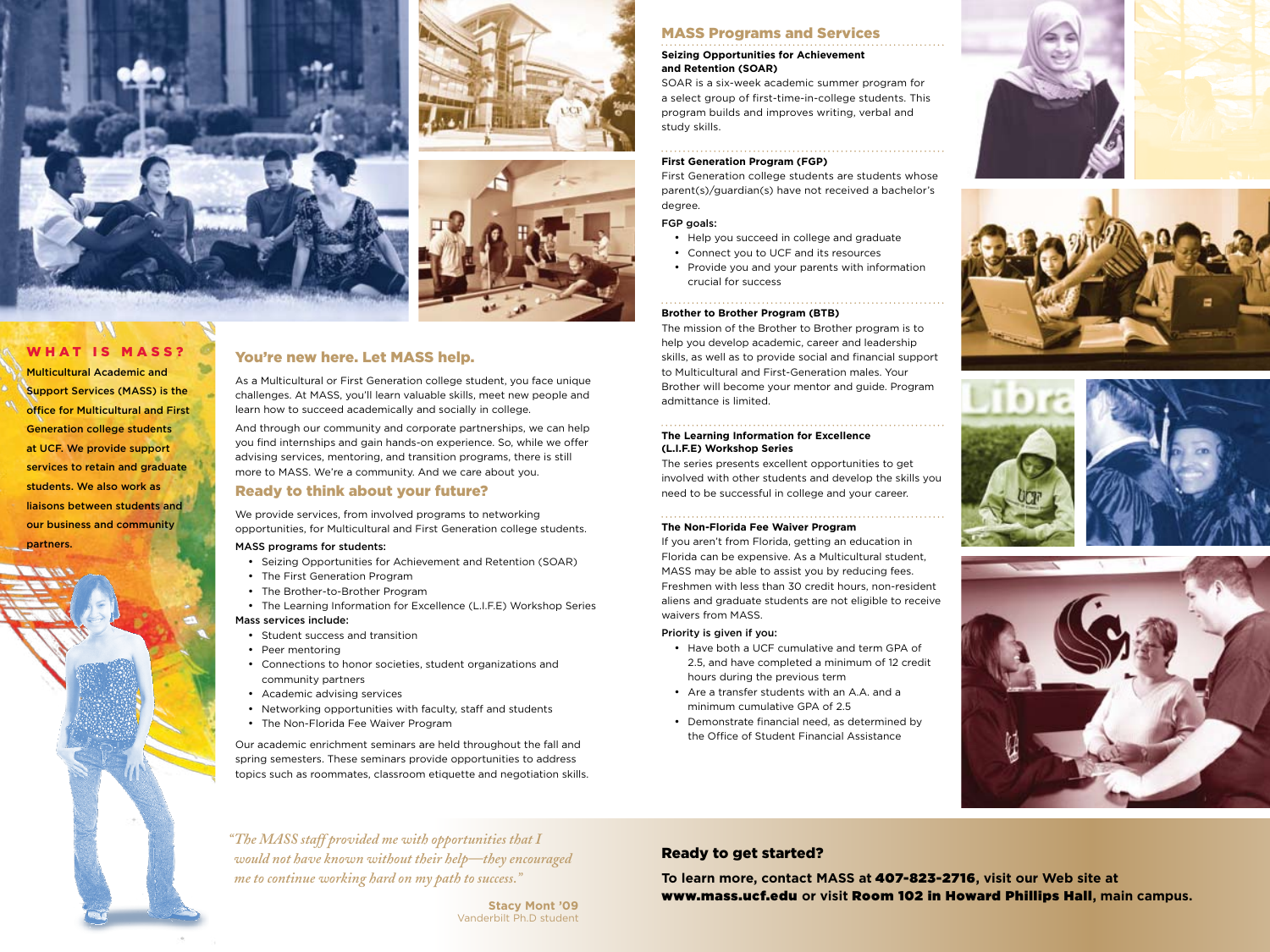## WHAT IS MASS?

Multicultural Academic and Support Services (MASS) is the office for Multicultural and First Generation college students at UCF. We provide support services to retain and graduate students. We also work as liaisons between students and our business and community partners.

## You're new here. Let MASS help.

As a Multicultural or First Generation college student, you face unique challenges. At MASS, you'll learn valuable skills, meet new people and learn how to succeed academically and socially in college.

And through our community and corporate partnerships, we can help you find internships and gain hands-on experience. So, while we offer advising services, mentoring, and transition programs, there is still more to MASS. We're a community. And we care about you.

## Ready to think about your future?

We provide services, from involved programs to networking opportunities, for Multicultural and First Generation college students.

MASS programs for students:

- Seizing Opportunities for Achievement and Retention (SOAR)
- The First Generation Program
- The Brother-to-Brother Program
- The Learning Information for Excellence (L.I.F.E) Workshop Series

Mass services include:

- Student success and transition
- Peer mentoring
- Connections to honor societies, student organizations and community partners
- Academic advising services
- Networking opportunities with faculty, staff and students
- The Non-Florida Fee Waiver Program

Our academic enrichment seminars are held throughout the fall and spring semesters. These seminars provide opportunities to address topics such as roommates, classroom etiquette and negotiation skills.

*"The MASS staff provided me with opportunities that I would not have known without their help—they encouraged me to continue working hard on my path to success."*

**Stacy Mont '09**
Vanderbilt Ph.D student

## MASS Programs and Services

### Seizing Opportunities for Achievement and Retention (SOAR)

SOAR is a six-week academic summer program for a select group of first-time-in-college students. This program builds and improves writing, verbal and study skills.

### First Generation Program (FGP)

First Generation college students are students whose parent(s)/guardian(s) have not received a bachelor's degree.

FGP goals:

- Help you succeed in college and graduate
- Connect you to UCF and its resources
- Provide you and your parents with information crucial for success

### Brother to Brother Program (BTB)

The mission of the Brother to Brother program is to help you develop academic, career and leadership skills, as well as to provide social and financial support to Multicultural and First-Generation males. Your Brother will become your mentor and guide. Program admittance is limited.

### The Learning Information for Excellence (L.I.F.E) Workshop Series

The series presents excellent opportunities to get involved with other students and develop the skills you need to be successful in college and your career.

### The Non-Florida Fee Waiver Program

If you aren't from Florida, getting an education in Florida can be expensive. As a Multicultural student, MASS may be able to assist you by reducing fees. Freshmen with less than 30 credit hours, non-resident aliens and graduate students are not eligible to receive waivers from MASS.

Priority is given if you:

- Have both a UCF cumulative and term GPA of 2.5, and have completed a minimum of 12 credit hours during the previous term
- Are a transfer students with an A.A. and a minimum cumulative GPA of 2.5
- Demonstrate financial need, as determined by the Office of Student Financial Assistance

## Ready to get started?

**To learn more, contact MASS at 407-823-2716, visit our Web site at www.mass.ucf.edu or visit Room 102 in Howard Phillips Hall, main campus.**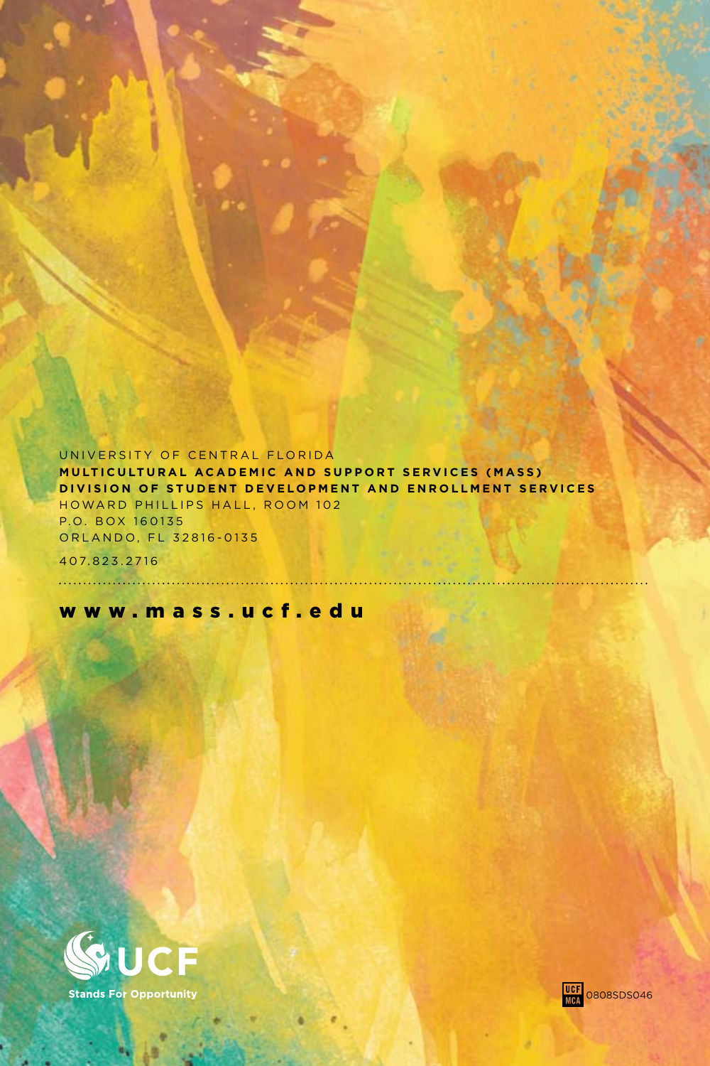UNIVERSITY OF CENTRAL FLORIDA

**MULTICULTURAL ACADEMIC AND SUPPORT SERVICES (MASS)**

**DIVISION OF STUDENT DEVELOPMENT AND ENROLLMENT SERVICES**

HOWARD PHILLIPS HALL, ROOM 102

P.O. BOX 160135

ORLANDO, FL 32816-0135

407.823.2716

**www.mass.ucf.edu**

UCF

Stands For Opportunity

0808SDS046